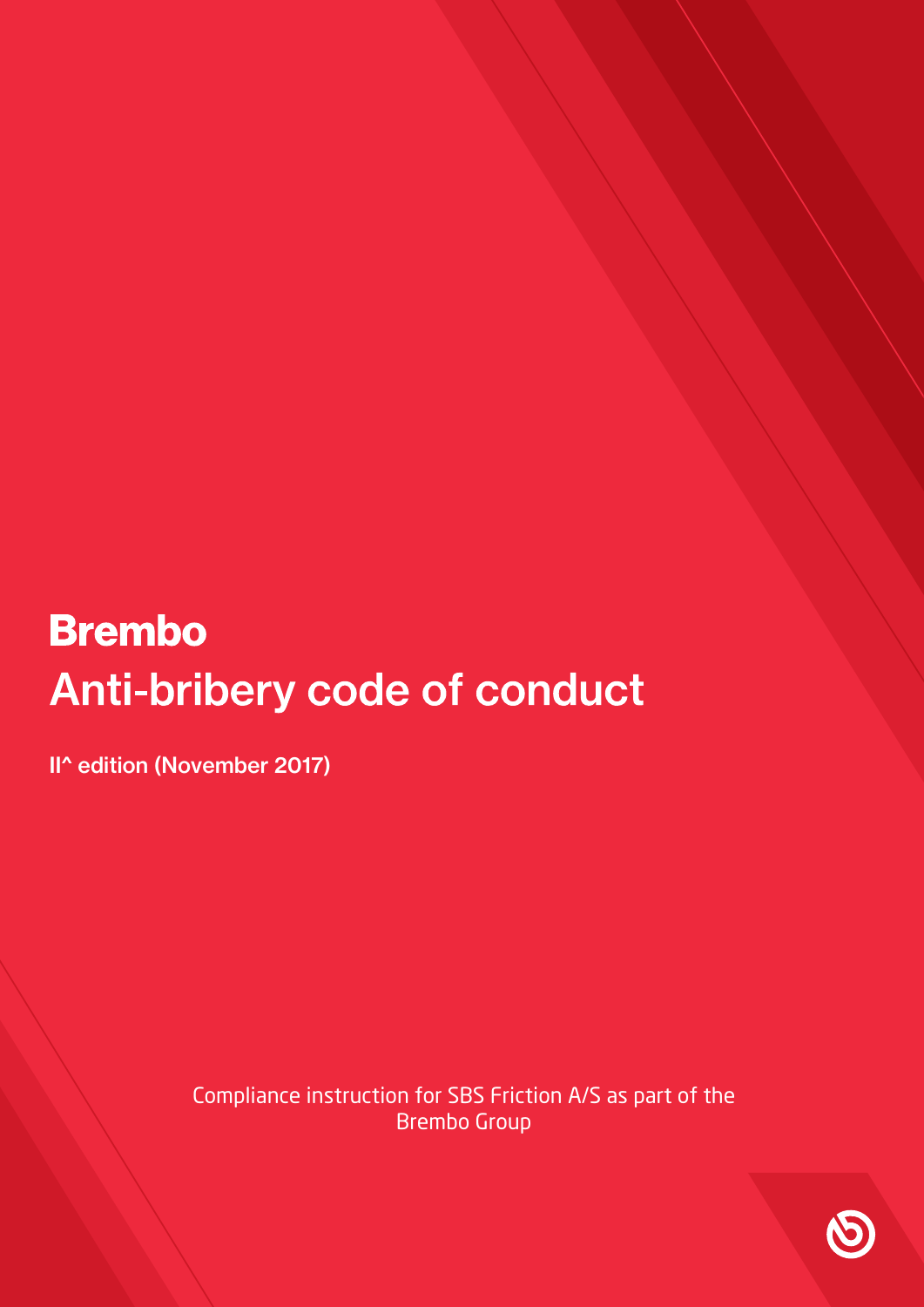# Brembo

# Anti-bribery code of conduct

**II^ edition (November 2017)**

Compliance instruction for SBS Friction A/S as part of the Brembo Group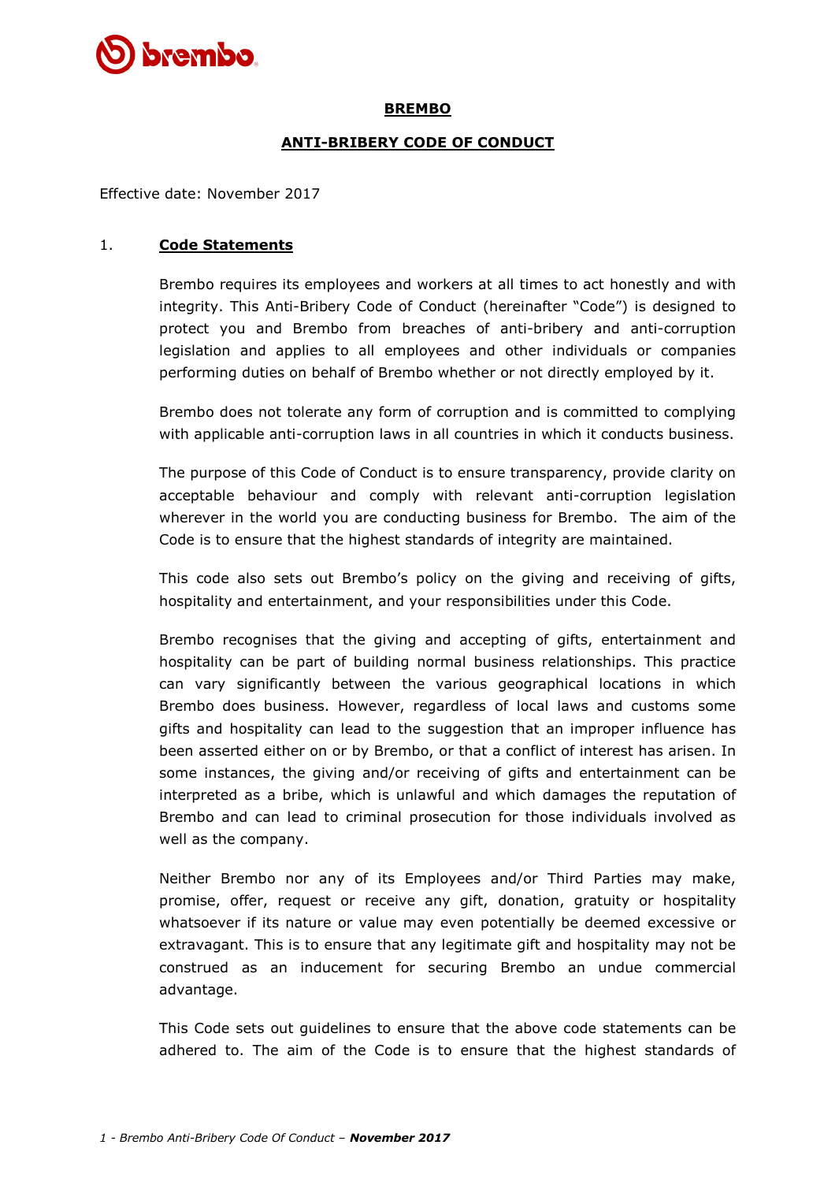**BREMBO**

**ANTI-BRIBERY CODE OF CONDUCT**

Effective date: November 2017

## 1. Code Statements

Brembo requires its employees and workers at all times to act honestly and with integrity. This Anti-Bribery Code of Conduct (hereinafter "Code") is designed to protect you and Brembo from breaches of anti-bribery and anti-corruption legislation and applies to all employees and other individuals or companies performing duties on behalf of Brembo whether or not directly employed by it.

Brembo does not tolerate any form of corruption and is committed to complying with applicable anti-corruption laws in all countries in which it conducts business.

The purpose of this Code of Conduct is to ensure transparency, provide clarity on acceptable behaviour and comply with relevant anti-corruption legislation wherever in the world you are conducting business for Brembo. The aim of the Code is to ensure that the highest standards of integrity are maintained.

This code also sets out Brembo's policy on the giving and receiving of gifts, hospitality and entertainment, and your responsibilities under this Code.

Brembo recognises that the giving and accepting of gifts, entertainment and hospitality can be part of building normal business relationships. This practice can vary significantly between the various geographical locations in which Brembo does business. However, regardless of local laws and customs some gifts and hospitality can lead to the suggestion that an improper influence has been asserted either on or by Brembo, or that a conflict of interest has arisen. In some instances, the giving and/or receiving of gifts and entertainment can be interpreted as a bribe, which is unlawful and which damages the reputation of Brembo and can lead to criminal prosecution for those individuals involved as well as the company.

Neither Brembo nor any of its Employees and/or Third Parties may make, promise, offer, request or receive any gift, donation, gratuity or hospitality whatsoever if its nature or value may even potentially be deemed excessive or extravagant. This is to ensure that any legitimate gift and hospitality may not be construed as an inducement for securing Brembo an undue commercial advantage.

This Code sets out guidelines to ensure that the above code statements can be adhered to. The aim of the Code is to ensure that the highest standards of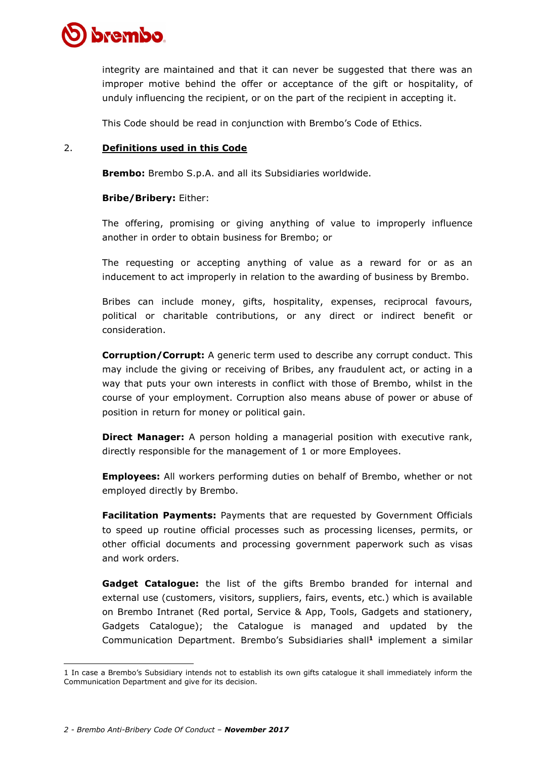integrity are maintained and that it can never be suggested that there was an improper motive behind the offer or acceptance of the gift or hospitality, of unduly influencing the recipient, or on the part of the recipient in accepting it.

This Code should be read in conjunction with Brembo's Code of Ethics.

## 2. Definitions used in this Code

**Brembo:** Brembo S.p.A. and all its Subsidiaries worldwide.

**Bribe/Bribery:** Either:

The offering, promising or giving anything of value to improperly influence another in order to obtain business for Brembo; or

The requesting or accepting anything of value as a reward for or as an inducement to act improperly in relation to the awarding of business by Brembo.

Bribes can include money, gifts, hospitality, expenses, reciprocal favours, political or charitable contributions, or any direct or indirect benefit or consideration.

**Corruption/Corrupt:** A generic term used to describe any corrupt conduct. This may include the giving or receiving of Bribes, any fraudulent act, or acting in a way that puts your own interests in conflict with those of Brembo, whilst in the course of your employment. Corruption also means abuse of power or abuse of position in return for money or political gain.

**Direct Manager:** A person holding a managerial position with executive rank, directly responsible for the management of 1 or more Employees.

**Employees:** All workers performing duties on behalf of Brembo, whether or not employed directly by Brembo.

**Facilitation Payments:** Payments that are requested by Government Officials to speed up routine official processes such as processing licenses, permits, or other official documents and processing government paperwork such as visas and work orders.

**Gadget Catalogue:** the list of the gifts Brembo branded for internal and external use (customers, visitors, suppliers, fairs, events, etc.) which is available on Brembo Intranet (Red portal, Service & App, Tools, Gadgets and stationery, Gadgets Catalogue); the Catalogue is managed and updated by the Communication Department. Brembo's Subsidiaries shall[1] implement a similar

[1] In case a Brembo's Subsidiary intends not to establish its own gifts catalogue it shall immediately inform the Communication Department and give for its decision.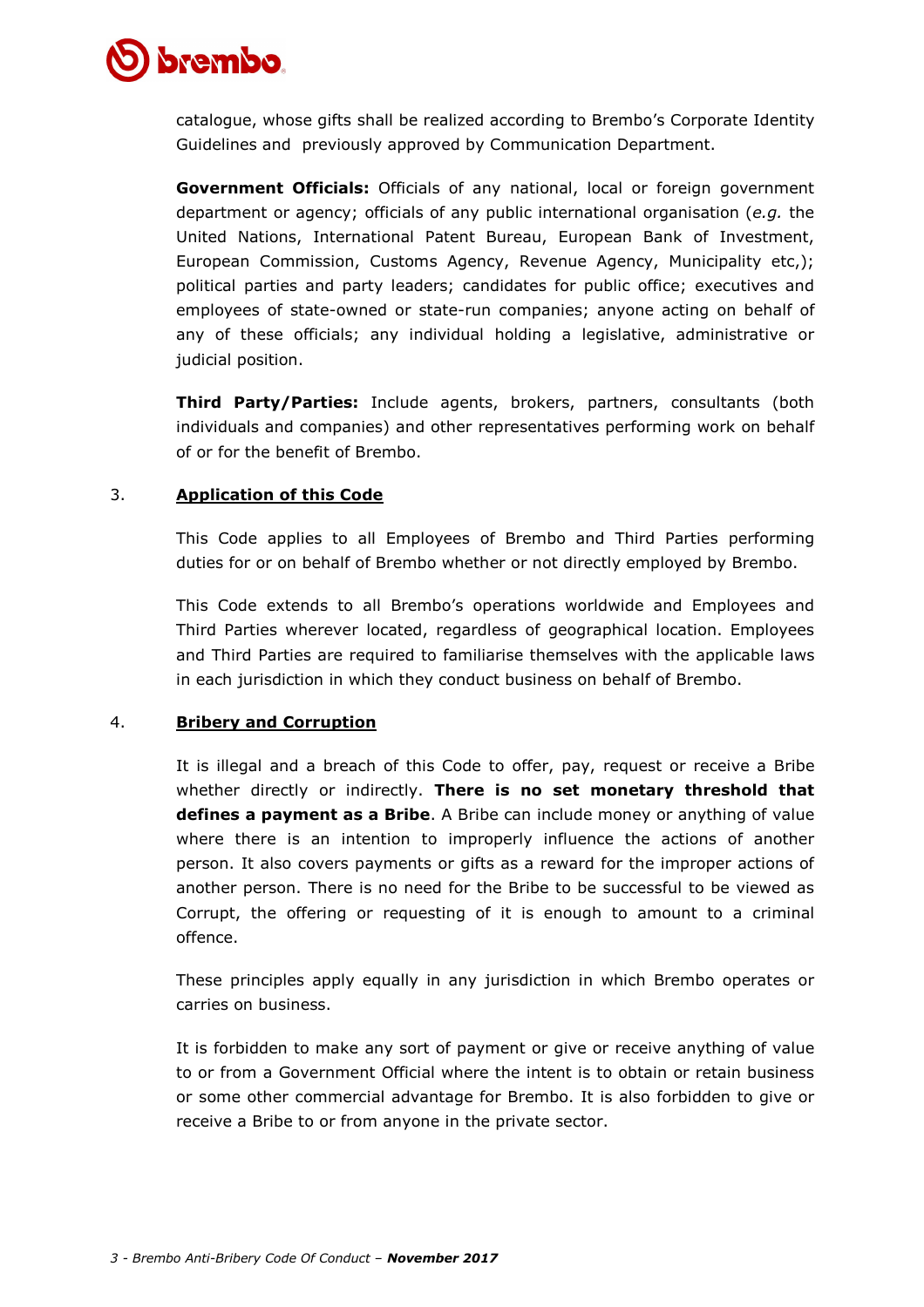catalogue, whose gifts shall be realized according to Brembo's Corporate Identity Guidelines and previously approved by Communication Department.

**Government Officials:** Officials of any national, local or foreign government department or agency; officials of any public international organisation (*e.g.* the United Nations, International Patent Bureau, European Bank of Investment, European Commission, Customs Agency, Revenue Agency, Municipality etc,); political parties and party leaders; candidates for public office; executives and employees of state-owned or state-run companies; anyone acting on behalf of any of these officials; any individual holding a legislative, administrative or judicial position.

**Third Party/Parties:** Include agents, brokers, partners, consultants (both individuals and companies) and other representatives performing work on behalf of or for the benefit of Brembo.

## 3. Application of this Code

This Code applies to all Employees of Brembo and Third Parties performing duties for or on behalf of Brembo whether or not directly employed by Brembo.

This Code extends to all Brembo's operations worldwide and Employees and Third Parties wherever located, regardless of geographical location. Employees and Third Parties are required to familiarise themselves with the applicable laws in each jurisdiction in which they conduct business on behalf of Brembo.

## 4. Bribery and Corruption

It is illegal and a breach of this Code to offer, pay, request or receive a Bribe whether directly or indirectly. **There is no set monetary threshold that defines a payment as a Bribe**. A Bribe can include money or anything of value where there is an intention to improperly influence the actions of another person. It also covers payments or gifts as a reward for the improper actions of another person. There is no need for the Bribe to be successful to be viewed as Corrupt, the offering or requesting of it is enough to amount to a criminal offence.

These principles apply equally in any jurisdiction in which Brembo operates or carries on business.

It is forbidden to make any sort of payment or give or receive anything of value to or from a Government Official where the intent is to obtain or retain business or some other commercial advantage for Brembo. It is also forbidden to give or receive a Bribe to or from anyone in the private sector.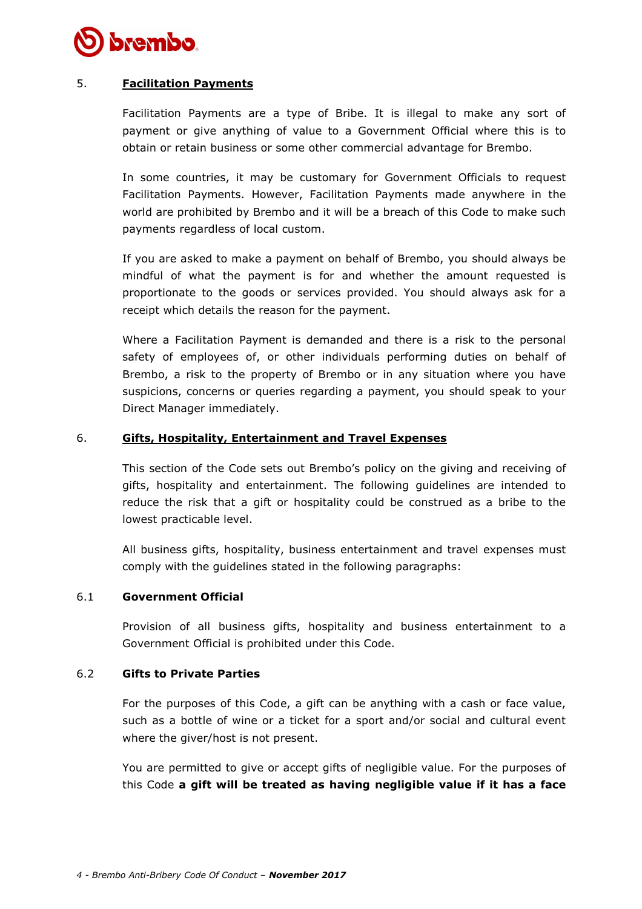## 5. Facilitation Payments

Facilitation Payments are a type of Bribe. It is illegal to make any sort of payment or give anything of value to a Government Official where this is to obtain or retain business or some other commercial advantage for Brembo.

In some countries, it may be customary for Government Officials to request Facilitation Payments. However, Facilitation Payments made anywhere in the world are prohibited by Brembo and it will be a breach of this Code to make such payments regardless of local custom.

If you are asked to make a payment on behalf of Brembo, you should always be mindful of what the payment is for and whether the amount requested is proportionate to the goods or services provided. You should always ask for a receipt which details the reason for the payment.

Where a Facilitation Payment is demanded and there is a risk to the personal safety of employees of, or other individuals performing duties on behalf of Brembo, a risk to the property of Brembo or in any situation where you have suspicions, concerns or queries regarding a payment, you should speak to your Direct Manager immediately.

## 6. Gifts, Hospitality, Entertainment and Travel Expenses

This section of the Code sets out Brembo's policy on the giving and receiving of gifts, hospitality and entertainment. The following guidelines are intended to reduce the risk that a gift or hospitality could be construed as a bribe to the lowest practicable level.

All business gifts, hospitality, business entertainment and travel expenses must comply with the guidelines stated in the following paragraphs:

### 6.1 Government Official

Provision of all business gifts, hospitality and business entertainment to a Government Official is prohibited under this Code.

### 6.2 Gifts to Private Parties

For the purposes of this Code, a gift can be anything with a cash or face value, such as a bottle of wine or a ticket for a sport and/or social and cultural event where the giver/host is not present.

You are permitted to give or accept gifts of negligible value. For the purposes of this Code **a gift will be treated as having negligible value if it has a face**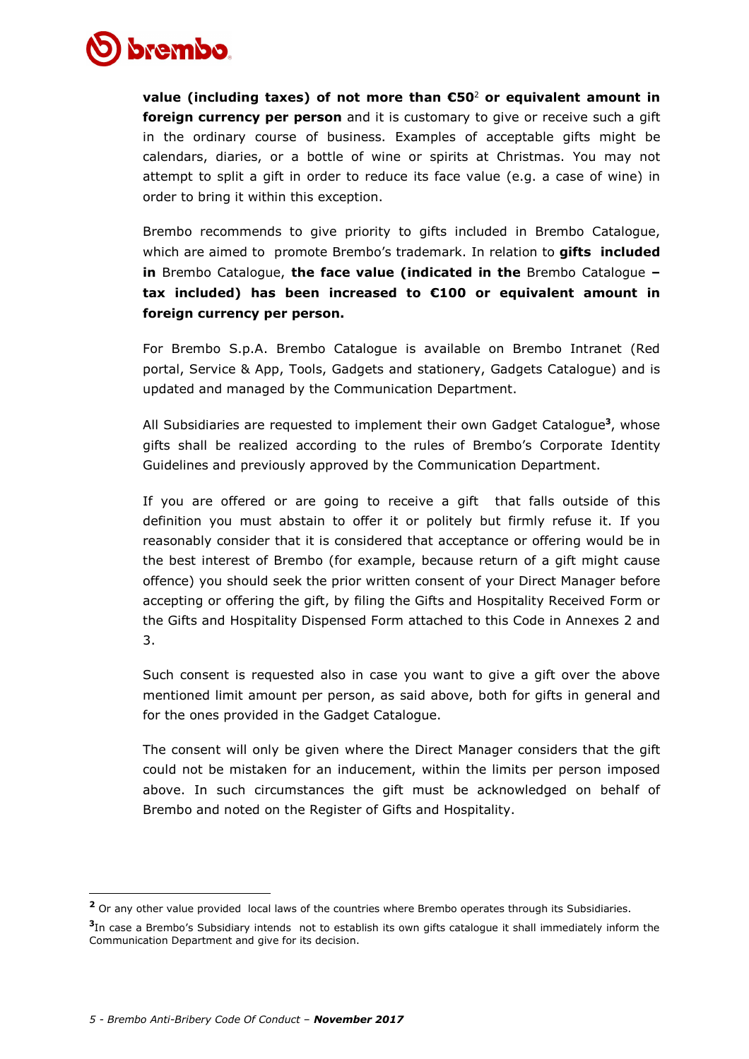**value (including taxes) of not more than €50**[2] **or equivalent amount in foreign currency per person** and it is customary to give or receive such a gift in the ordinary course of business. Examples of acceptable gifts might be calendars, diaries, or a bottle of wine or spirits at Christmas. You may not attempt to split a gift in order to reduce its face value (e.g. a case of wine) in order to bring it within this exception.

Brembo recommends to give priority to gifts included in Brembo Catalogue, which are aimed to promote Brembo's trademark. In relation to **gifts included in** Brembo Catalogue, **the face value (indicated in the** Brembo Catalogue **– tax included) has been increased to €100 or equivalent amount in foreign currency per person.**

For Brembo S.p.A. Brembo Catalogue is available on Brembo Intranet (Red portal, Service & App, Tools, Gadgets and stationery, Gadgets Catalogue) and is updated and managed by the Communication Department.

All Subsidiaries are requested to implement their own Gadget Catalogue[3], whose gifts shall be realized according to the rules of Brembo's Corporate Identity Guidelines and previously approved by the Communication Department.

If you are offered or are going to receive a gift that falls outside of this definition you must abstain to offer it or politely but firmly refuse it. If you reasonably consider that it is considered that acceptance or offering would be in the best interest of Brembo (for example, because return of a gift might cause offence) you should seek the prior written consent of your Direct Manager before accepting or offering the gift, by filing the Gifts and Hospitality Received Form or the Gifts and Hospitality Dispensed Form attached to this Code in Annexes 2 and 3.

Such consent is requested also in case you want to give a gift over the above mentioned limit amount per person, as said above, both for gifts in general and for the ones provided in the Gadget Catalogue.

The consent will only be given where the Direct Manager considers that the gift could not be mistaken for an inducement, within the limits per person imposed above. In such circumstances the gift must be acknowledged on behalf of Brembo and noted on the Register of Gifts and Hospitality.

---

[2] Or any other value provided local laws of the countries where Brembo operates through its Subsidiaries.

[3] In case a Brembo's Subsidiary intends not to establish its own gifts catalogue it shall immediately inform the Communication Department and give for its decision.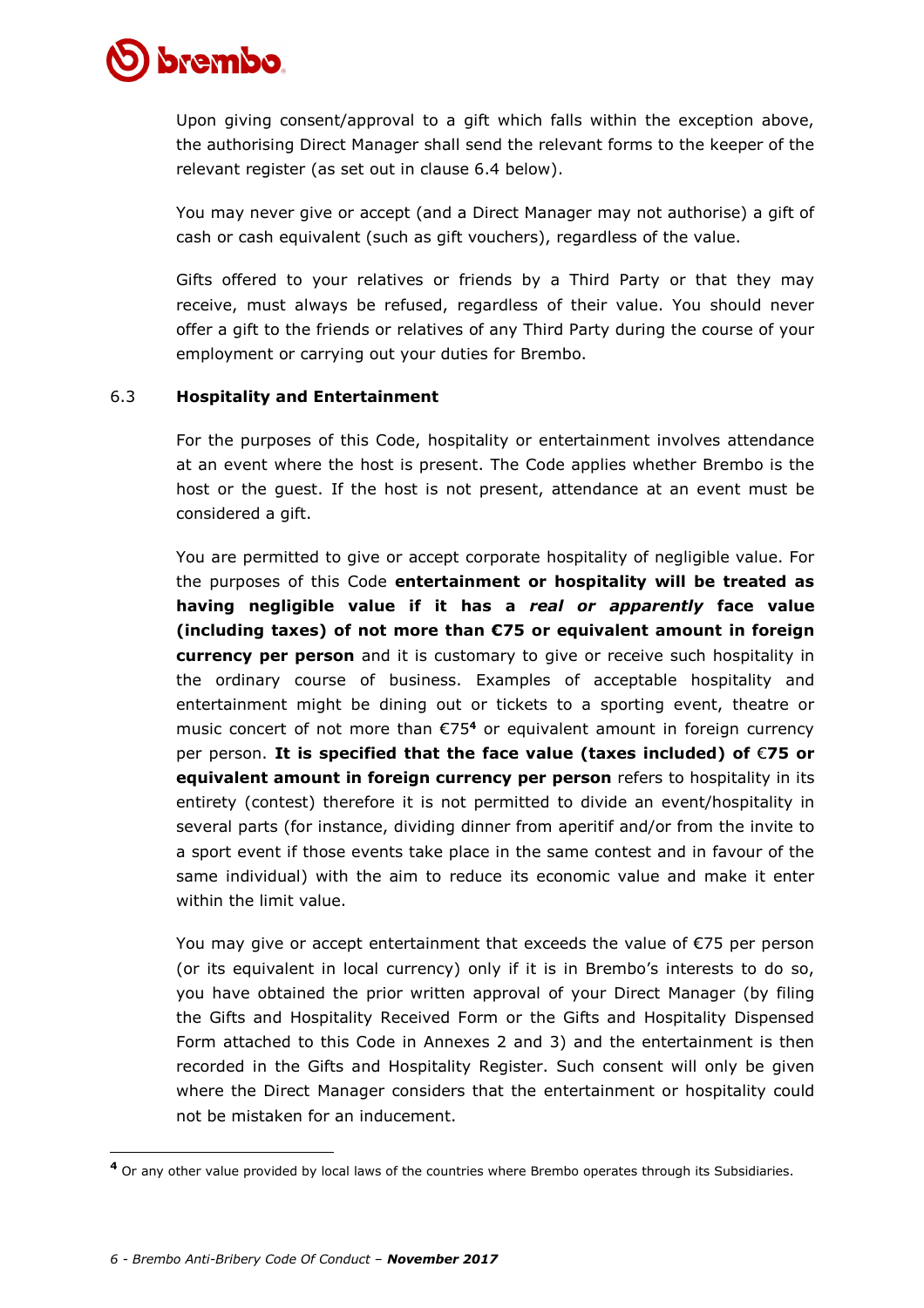Upon giving consent/approval to a gift which falls within the exception above, the authorising Direct Manager shall send the relevant forms to the keeper of the relevant register (as set out in clause 6.4 below).

You may never give or accept (and a Direct Manager may not authorise) a gift of cash or cash equivalent (such as gift vouchers), regardless of the value.

Gifts offered to your relatives or friends by a Third Party or that they may receive, must always be refused, regardless of their value. You should never offer a gift to the friends or relatives of any Third Party during the course of your employment or carrying out your duties for Brembo.

### 6.3 Hospitality and Entertainment

For the purposes of this Code, hospitality or entertainment involves attendance at an event where the host is present. The Code applies whether Brembo is the host or the guest. If the host is not present, attendance at an event must be considered a gift.

You are permitted to give or accept corporate hospitality of negligible value. For the purposes of this Code **entertainment or hospitality will be treated as having negligible value if it has a *real or apparently* face value (including taxes) of not more than €75 or equivalent amount in foreign currency per person** and it is customary to give or receive such hospitality in the ordinary course of business. Examples of acceptable hospitality and entertainment might be dining out or tickets to a sporting event, theatre or music concert of not more than €75[4] or equivalent amount in foreign currency per person. **It is specified that the face value (taxes included) of €75 or equivalent amount in foreign currency per person** refers to hospitality in its entirety (contest) therefore it is not permitted to divide an event/hospitality in several parts (for instance, dividing dinner from aperitif and/or from the invite to a sport event if those events take place in the same contest and in favour of the same individual) with the aim to reduce its economic value and make it enter within the limit value.

You may give or accept entertainment that exceeds the value of €75 per person (or its equivalent in local currency) only if it is in Brembo's interests to do so, you have obtained the prior written approval of your Direct Manager (by filing the Gifts and Hospitality Received Form or the Gifts and Hospitality Dispensed Form attached to this Code in Annexes 2 and 3) and the entertainment is then recorded in the Gifts and Hospitality Register. Such consent will only be given where the Direct Manager considers that the entertainment or hospitality could not be mistaken for an inducement.

---

[4] Or any other value provided by local laws of the countries where Brembo operates through its Subsidiaries.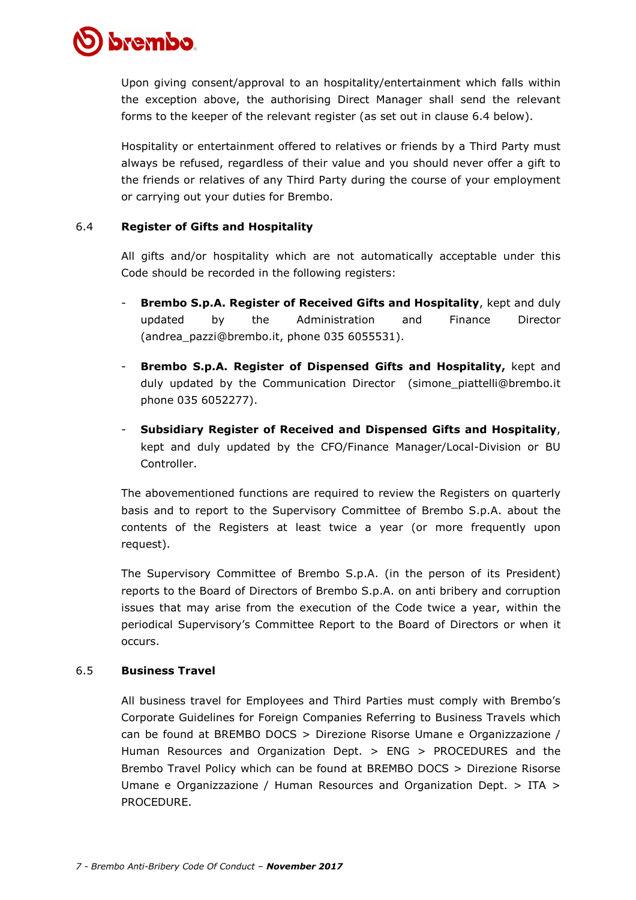Upon giving consent/approval to an hospitality/entertainment which falls within the exception above, the authorising Direct Manager shall send the relevant forms to the keeper of the relevant register (as set out in clause 6.4 below).

Hospitality or entertainment offered to relatives or friends by a Third Party must always be refused, regardless of their value and you should never offer a gift to the friends or relatives of any Third Party during the course of your employment or carrying out your duties for Brembo.

### 6.4 Register of Gifts and Hospitality

All gifts and/or hospitality which are not automatically acceptable under this Code should be recorded in the following registers:

- **Brembo S.p.A. Register of Received Gifts and Hospitality**, kept and duly updated by the Administration and Finance Director (andrea_pazzi@brembo.it, phone 035 6055531).
- **Brembo S.p.A. Register of Dispensed Gifts and Hospitality,** kept and duly updated by the Communication Director (simone_piattelli@brembo.it phone 035 6052277).
- **Subsidiary Register of Received and Dispensed Gifts and Hospitality**, kept and duly updated by the CFO/Finance Manager/Local-Division or BU Controller.

The abovementioned functions are required to review the Registers on quarterly basis and to report to the Supervisory Committee of Brembo S.p.A. about the contents of the Registers at least twice a year (or more frequently upon request).

The Supervisory Committee of Brembo S.p.A. (in the person of its President) reports to the Board of Directors of Brembo S.p.A. on anti bribery and corruption issues that may arise from the execution of the Code twice a year, within the periodical Supervisory's Committee Report to the Board of Directors or when it occurs.

### 6.5 Business Travel

All business travel for Employees and Third Parties must comply with Brembo's Corporate Guidelines for Foreign Companies Referring to Business Travels which can be found at BREMBO DOCS > Direzione Risorse Umane e Organizzazione / Human Resources and Organization Dept. > ENG > PROCEDURES and the Brembo Travel Policy which can be found at BREMBO DOCS > Direzione Risorse Umane e Organizzazione / Human Resources and Organization Dept. > ITA > PROCEDURE.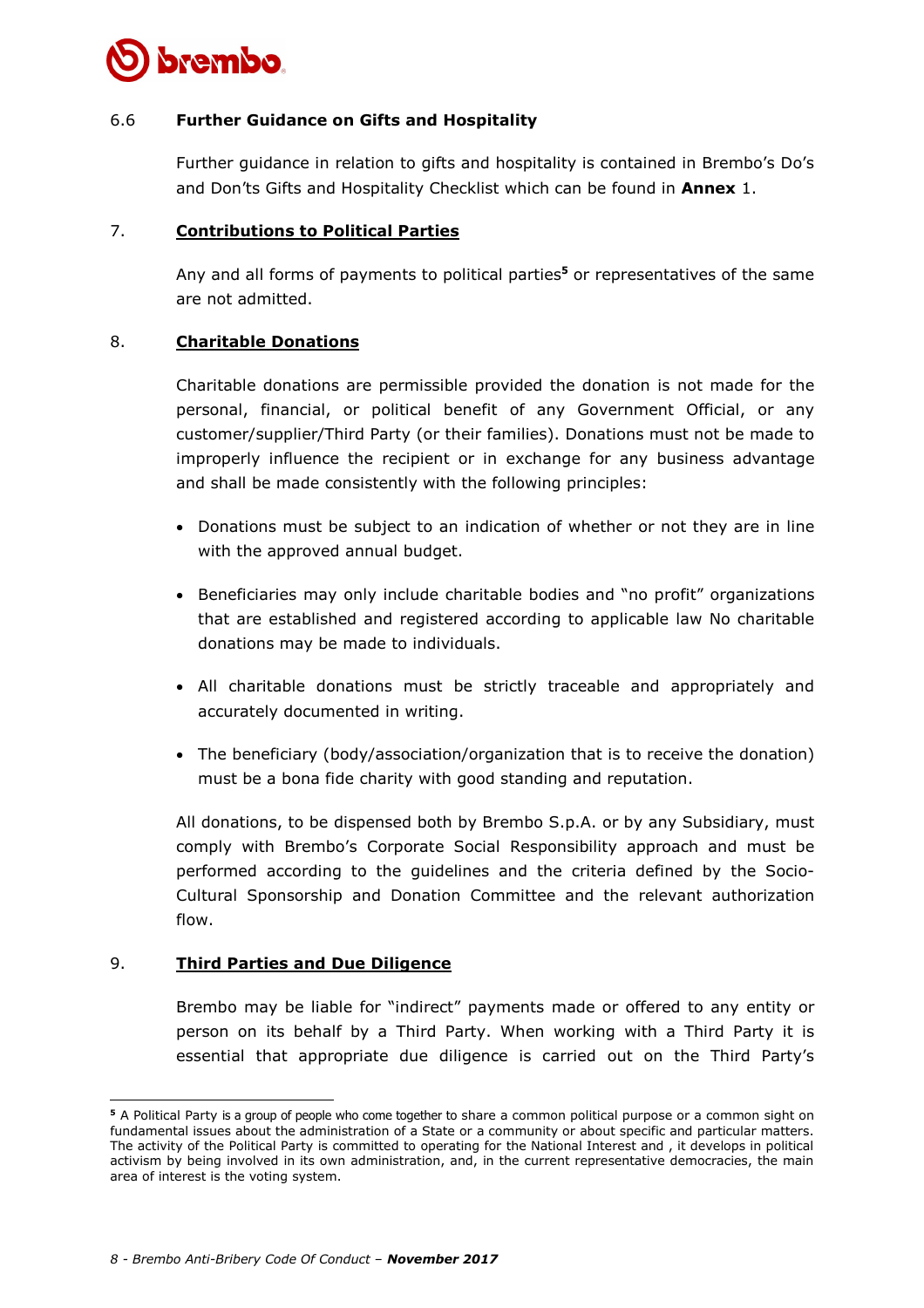### 6.6 Further Guidance on Gifts and Hospitality

Further guidance in relation to gifts and hospitality is contained in Brembo's Do's and Don'ts Gifts and Hospitality Checklist which can be found in **Annex** 1.

## 7. Contributions to Political Parties

Any and all forms of payments to political parties[5] or representatives of the same are not admitted.

## 8. Charitable Donations

Charitable donations are permissible provided the donation is not made for the personal, financial, or political benefit of any Government Official, or any customer/supplier/Third Party (or their families). Donations must not be made to improperly influence the recipient or in exchange for any business advantage and shall be made consistently with the following principles:

- Donations must be subject to an indication of whether or not they are in line with the approved annual budget.
- Beneficiaries may only include charitable bodies and "no profit" organizations that are established and registered according to applicable law No charitable donations may be made to individuals.
- All charitable donations must be strictly traceable and appropriately and accurately documented in writing.
- The beneficiary (body/association/organization that is to receive the donation) must be a bona fide charity with good standing and reputation.

All donations, to be dispensed both by Brembo S.p.A. or by any Subsidiary, must comply with Brembo's Corporate Social Responsibility approach and must be performed according to the guidelines and the criteria defined by the Socio-Cultural Sponsorship and Donation Committee and the relevant authorization flow.

## 9. Third Parties and Due Diligence

Brembo may be liable for "indirect" payments made or offered to any entity or person on its behalf by a Third Party. When working with a Third Party it is essential that appropriate due diligence is carried out on the Third Party's

---

[5] A Political Party is a group of people who come together to share a common political purpose or a common sight on fundamental issues about the administration of a State or a community or about specific and particular matters. The activity of the Political Party is committed to operating for the National Interest and , it develops in political activism by being involved in its own administration, and, in the current representative democracies, the main area of interest is the voting system.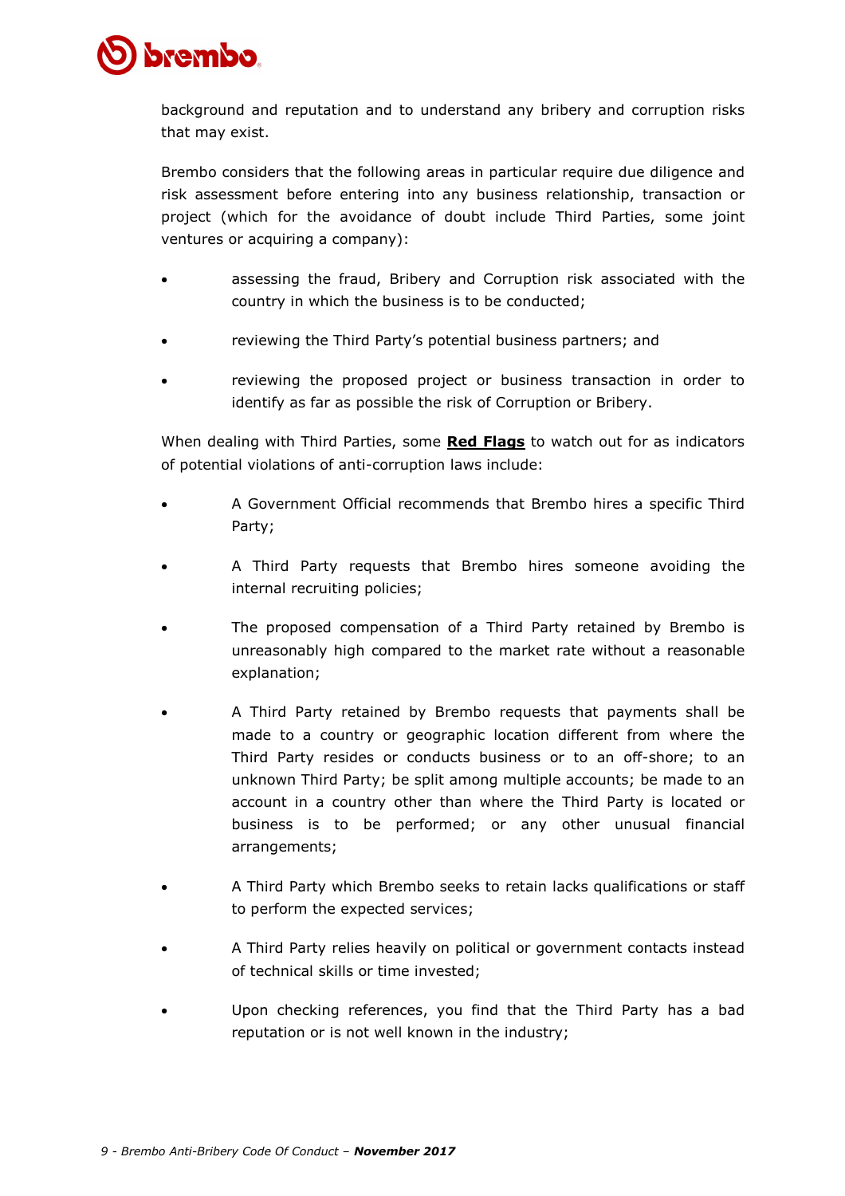background and reputation and to understand any bribery and corruption risks that may exist.

Brembo considers that the following areas in particular require due diligence and risk assessment before entering into any business relationship, transaction or project (which for the avoidance of doubt include Third Parties, some joint ventures or acquiring a company):

- assessing the fraud, Bribery and Corruption risk associated with the country in which the business is to be conducted;
- reviewing the Third Party's potential business partners; and
- reviewing the proposed project or business transaction in order to identify as far as possible the risk of Corruption or Bribery.

When dealing with Third Parties, some **Red Flags** to watch out for as indicators of potential violations of anti-corruption laws include:

- A Government Official recommends that Brembo hires a specific Third Party;
- A Third Party requests that Brembo hires someone avoiding the internal recruiting policies;
- The proposed compensation of a Third Party retained by Brembo is unreasonably high compared to the market rate without a reasonable explanation;
- A Third Party retained by Brembo requests that payments shall be made to a country or geographic location different from where the Third Party resides or conducts business or to an off-shore; to an unknown Third Party; be split among multiple accounts; be made to an account in a country other than where the Third Party is located or business is to be performed; or any other unusual financial arrangements;
- A Third Party which Brembo seeks to retain lacks qualifications or staff to perform the expected services;
- A Third Party relies heavily on political or government contacts instead of technical skills or time invested;
- Upon checking references, you find that the Third Party has a bad reputation or is not well known in the industry;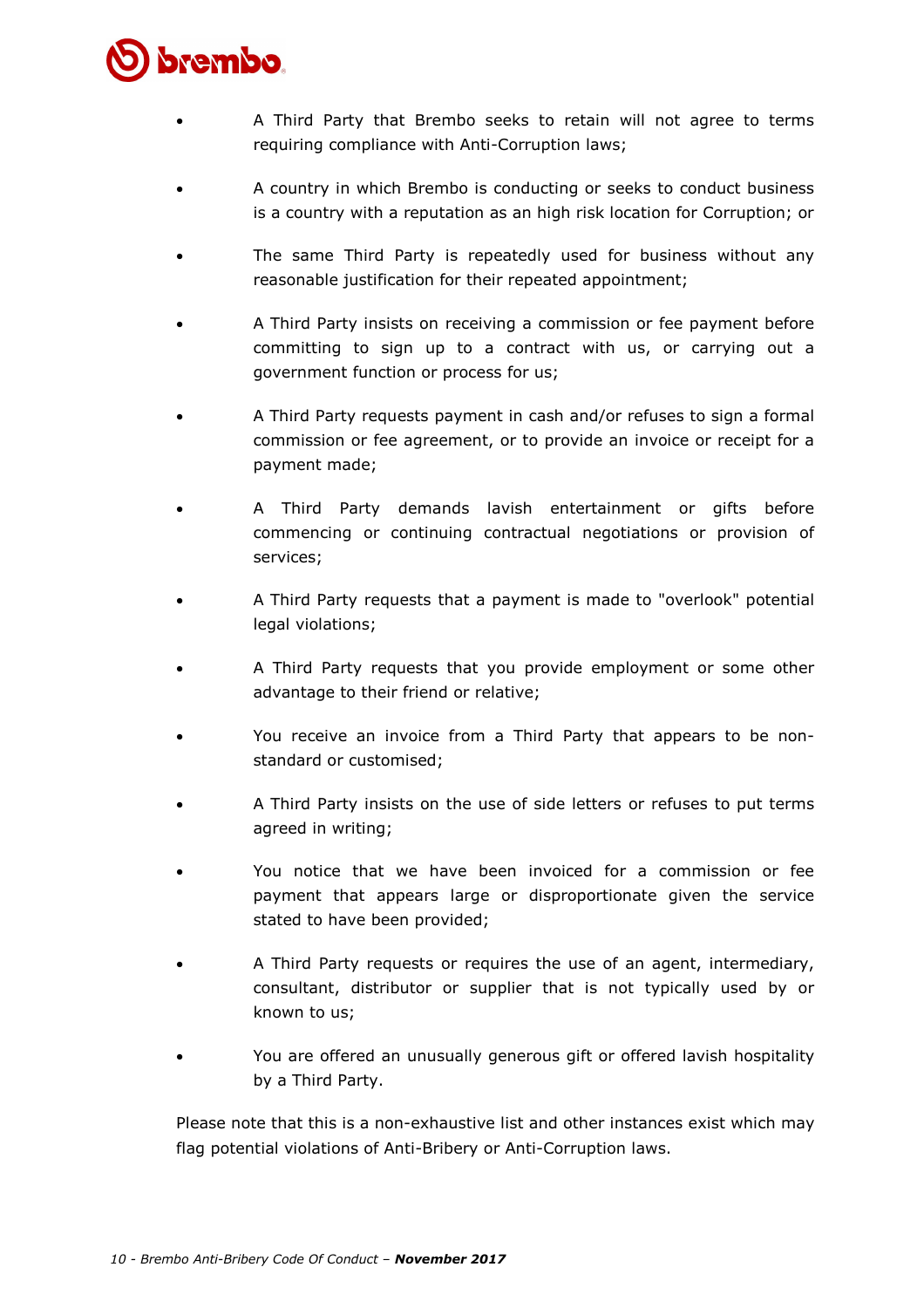- A Third Party that Brembo seeks to retain will not agree to terms requiring compliance with Anti-Corruption laws;
- A country in which Brembo is conducting or seeks to conduct business is a country with a reputation as an high risk location for Corruption; or
- The same Third Party is repeatedly used for business without any reasonable justification for their repeated appointment;
- A Third Party insists on receiving a commission or fee payment before committing to sign up to a contract with us, or carrying out a government function or process for us;
- A Third Party requests payment in cash and/or refuses to sign a formal commission or fee agreement, or to provide an invoice or receipt for a payment made;
- A Third Party demands lavish entertainment or gifts before commencing or continuing contractual negotiations or provision of services;
- A Third Party requests that a payment is made to "overlook" potential legal violations;
- A Third Party requests that you provide employment or some other advantage to their friend or relative;
- You receive an invoice from a Third Party that appears to be non-standard or customised;
- A Third Party insists on the use of side letters or refuses to put terms agreed in writing;
- You notice that we have been invoiced for a commission or fee payment that appears large or disproportionate given the service stated to have been provided;
- A Third Party requests or requires the use of an agent, intermediary, consultant, distributor or supplier that is not typically used by or known to us;
- You are offered an unusually generous gift or offered lavish hospitality by a Third Party.

Please note that this is a non-exhaustive list and other instances exist which may flag potential violations of Anti-Bribery or Anti-Corruption laws.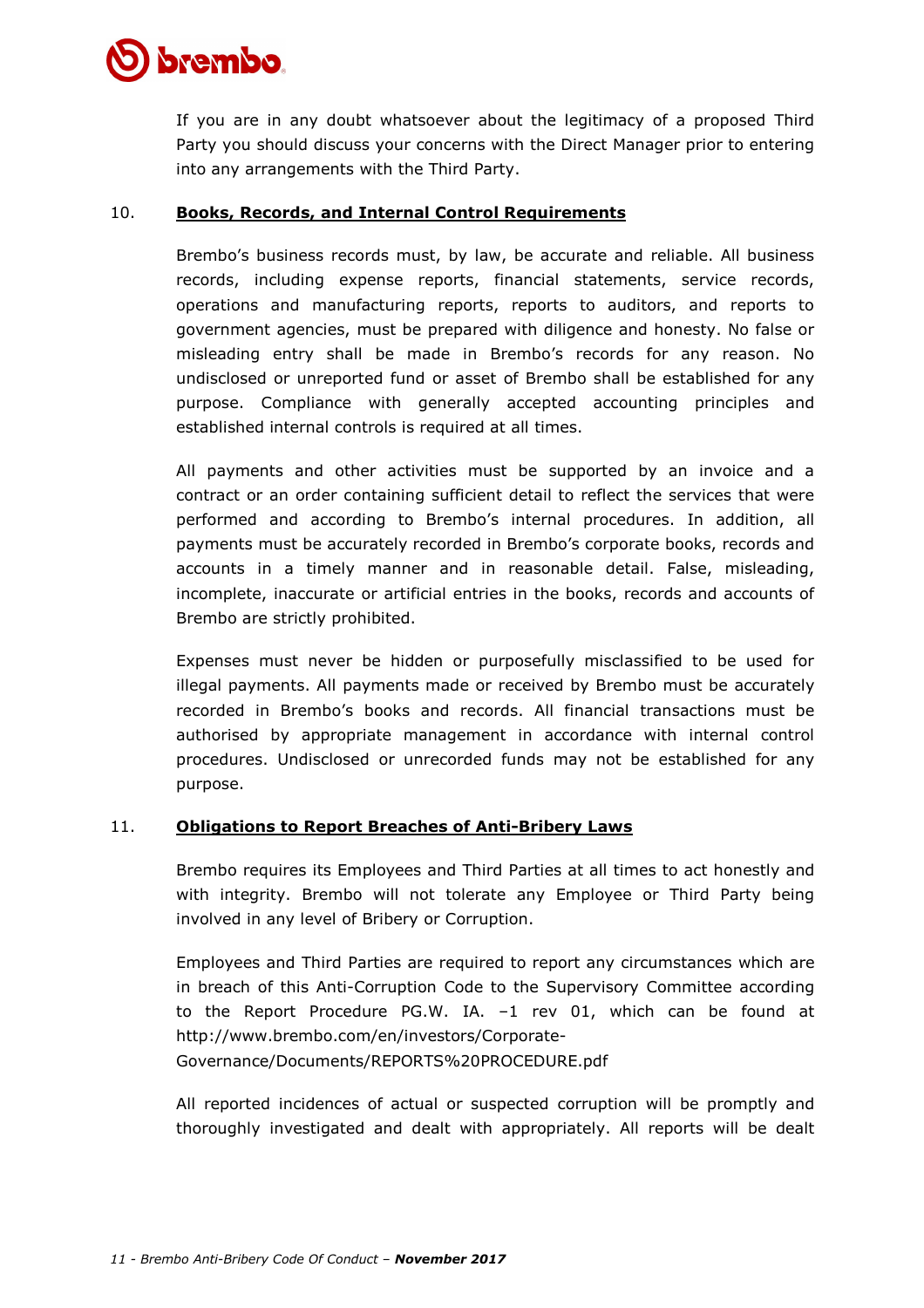If you are in any doubt whatsoever about the legitimacy of a proposed Third Party you should discuss your concerns with the Direct Manager prior to entering into any arrangements with the Third Party.

## 10. **Books, Records, and Internal Control Requirements**

Brembo's business records must, by law, be accurate and reliable. All business records, including expense reports, financial statements, service records, operations and manufacturing reports, reports to auditors, and reports to government agencies, must be prepared with diligence and honesty. No false or misleading entry shall be made in Brembo's records for any reason. No undisclosed or unreported fund or asset of Brembo shall be established for any purpose. Compliance with generally accepted accounting principles and established internal controls is required at all times.

All payments and other activities must be supported by an invoice and a contract or an order containing sufficient detail to reflect the services that were performed and according to Brembo's internal procedures. In addition, all payments must be accurately recorded in Brembo's corporate books, records and accounts in a timely manner and in reasonable detail. False, misleading, incomplete, inaccurate or artificial entries in the books, records and accounts of Brembo are strictly prohibited.

Expenses must never be hidden or purposefully misclassified to be used for illegal payments. All payments made or received by Brembo must be accurately recorded in Brembo's books and records. All financial transactions must be authorised by appropriate management in accordance with internal control procedures. Undisclosed or unrecorded funds may not be established for any purpose.

## 11. **Obligations to Report Breaches of Anti-Bribery Laws**

Brembo requires its Employees and Third Parties at all times to act honestly and with integrity. Brembo will not tolerate any Employee or Third Party being involved in any level of Bribery or Corruption.

Employees and Third Parties are required to report any circumstances which are in breach of this Anti-Corruption Code to the Supervisory Committee according to the Report Procedure PG.W. IA. –1 rev 01, which can be found at http://www.brembo.com/en/investors/Corporate-Governance/Documents/REPORTS%20PROCEDURE.pdf

All reported incidences of actual or suspected corruption will be promptly and thoroughly investigated and dealt with appropriately. All reports will be dealt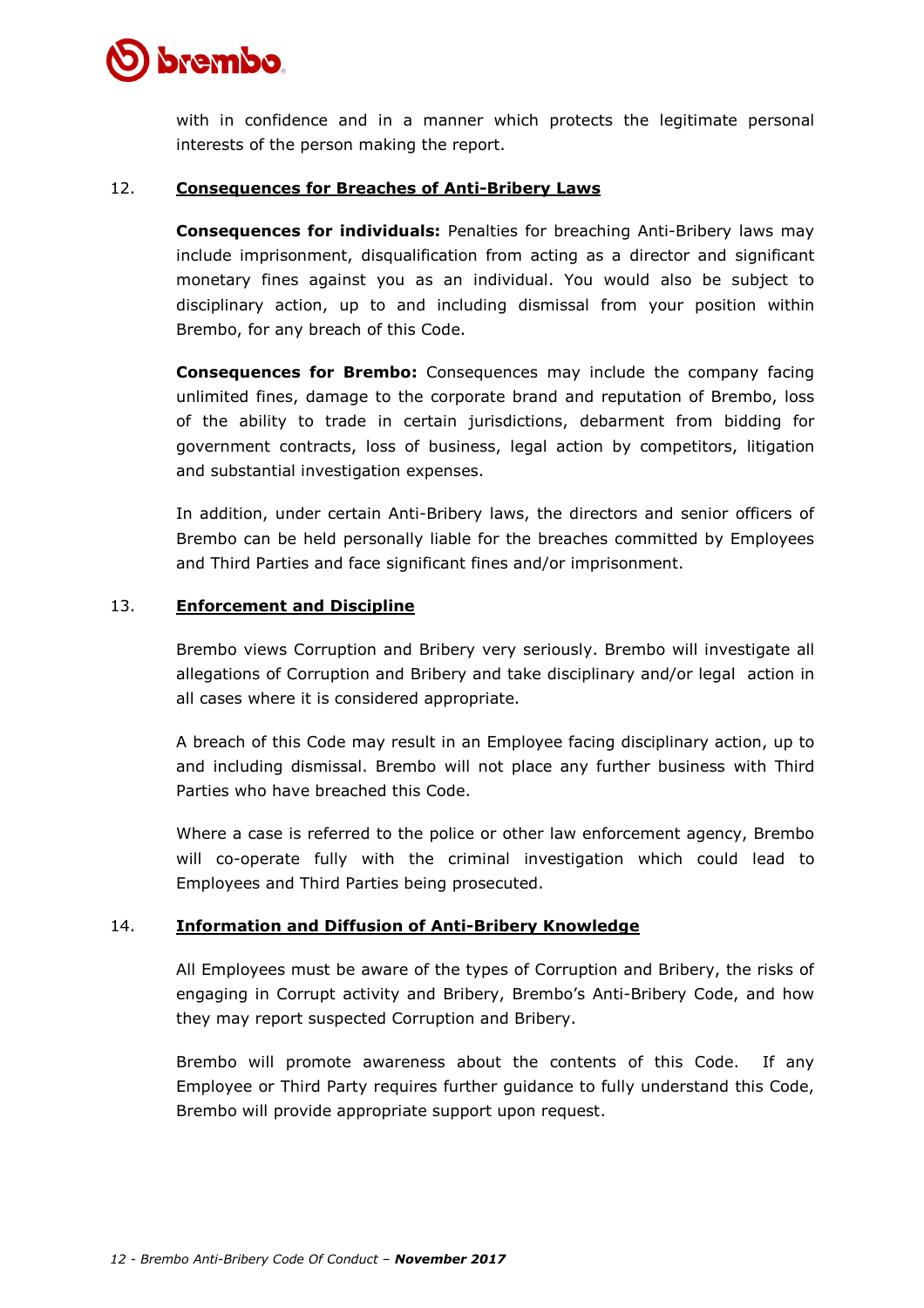with in confidence and in a manner which protects the legitimate personal interests of the person making the report.

## 12. Consequences for Breaches of Anti-Bribery Laws

**Consequences for individuals:** Penalties for breaching Anti-Bribery laws may include imprisonment, disqualification from acting as a director and significant monetary fines against you as an individual. You would also be subject to disciplinary action, up to and including dismissal from your position within Brembo, for any breach of this Code.

**Consequences for Brembo:** Consequences may include the company facing unlimited fines, damage to the corporate brand and reputation of Brembo, loss of the ability to trade in certain jurisdictions, debarment from bidding for government contracts, loss of business, legal action by competitors, litigation and substantial investigation expenses.

In addition, under certain Anti-Bribery laws, the directors and senior officers of Brembo can be held personally liable for the breaches committed by Employees and Third Parties and face significant fines and/or imprisonment.

## 13. Enforcement and Discipline

Brembo views Corruption and Bribery very seriously. Brembo will investigate all allegations of Corruption and Bribery and take disciplinary and/or legal action in all cases where it is considered appropriate.

A breach of this Code may result in an Employee facing disciplinary action, up to and including dismissal. Brembo will not place any further business with Third Parties who have breached this Code.

Where a case is referred to the police or other law enforcement agency, Brembo will co-operate fully with the criminal investigation which could lead to Employees and Third Parties being prosecuted.

## 14. Information and Diffusion of Anti-Bribery Knowledge

All Employees must be aware of the types of Corruption and Bribery, the risks of engaging in Corrupt activity and Bribery, Brembo's Anti-Bribery Code, and how they may report suspected Corruption and Bribery.

Brembo will promote awareness about the contents of this Code. If any Employee or Third Party requires further guidance to fully understand this Code, Brembo will provide appropriate support upon request.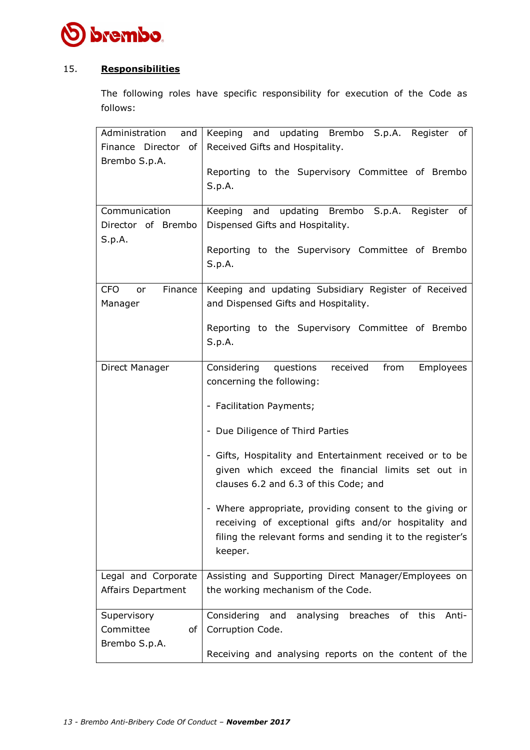## 15. **Responsibilities**

The following roles have specific responsibility for execution of the Code as follows:

| | |
|---|---|
| Administration and Finance Director of Brembo S.p.A. | Keeping and updating Brembo S.p.A. Register of Received Gifts and Hospitality.<br><br>Reporting to the Supervisory Committee of Brembo S.p.A. |
| Communication Director of Brembo S.p.A. | Keeping and updating Brembo S.p.A. Register of Dispensed Gifts and Hospitality.<br><br>Reporting to the Supervisory Committee of Brembo S.p.A. |
| CFO or Finance Manager | Keeping and updating Subsidiary Register of Received and Dispensed Gifts and Hospitality.<br><br>Reporting to the Supervisory Committee of Brembo S.p.A. |
| Direct Manager | Considering questions received from Employees concerning the following:<br><br>- Facilitation Payments;<br><br>- Due Diligence of Third Parties<br><br>- Gifts, Hospitality and Entertainment received or to be given which exceed the financial limits set out in clauses 6.2 and 6.3 of this Code; and<br><br>- Where appropriate, providing consent to the giving or receiving of exceptional gifts and/or hospitality and filing the relevant forms and sending it to the register's keeper. |
| Legal and Corporate Affairs Department | Assisting and Supporting Direct Manager/Employees on the working mechanism of the Code. |
| Supervisory Committee of Brembo S.p.A. | Considering and analysing breaches of this Anti-Corruption Code.<br><br>Receiving and analysing reports on the content of the |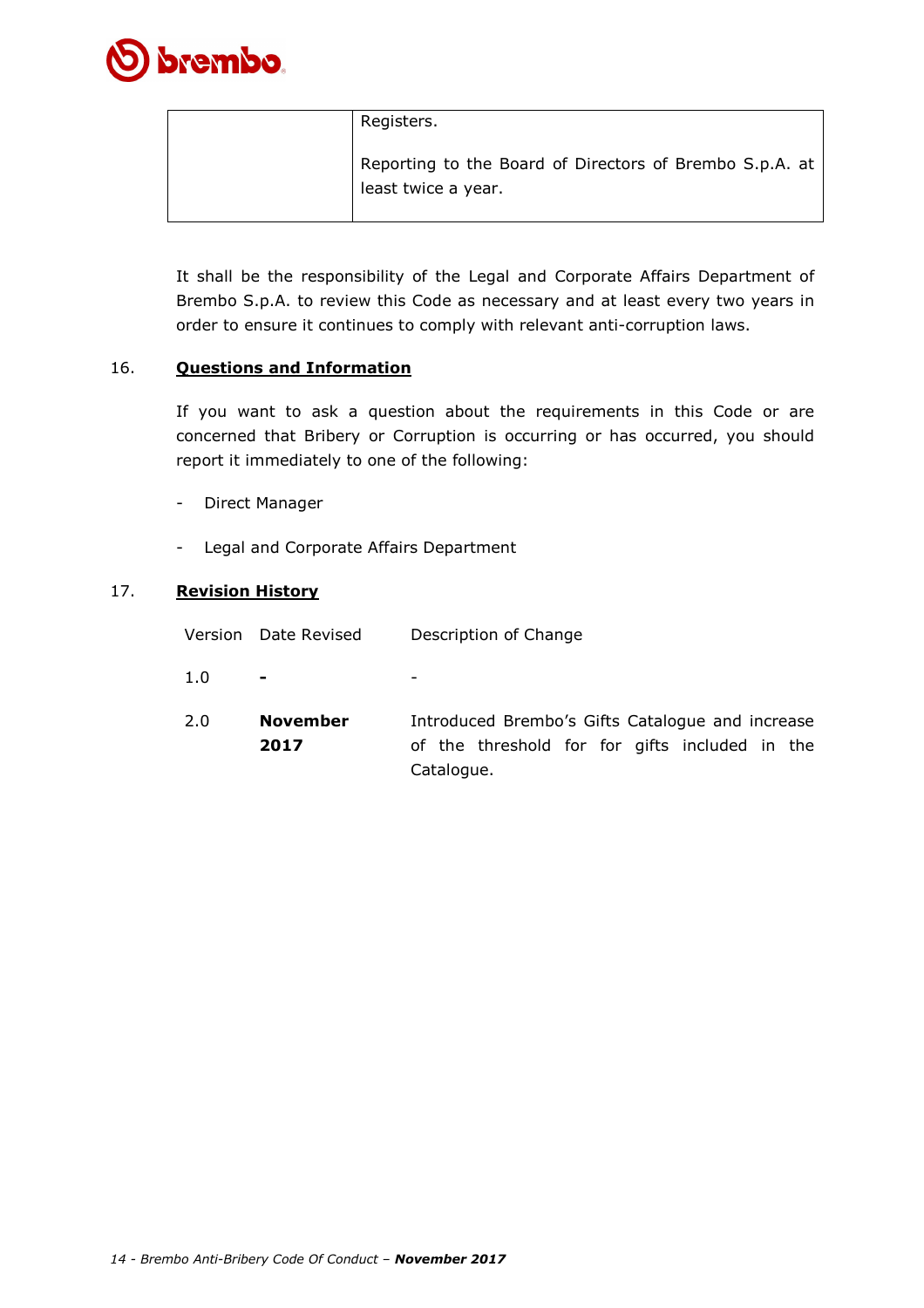|  | Registers.<br><br>Reporting to the Board of Directors of Brembo S.p.A. at least twice a year. |
|---|---|

It shall be the responsibility of the Legal and Corporate Affairs Department of Brembo S.p.A. to review this Code as necessary and at least every two years in order to ensure it continues to comply with relevant anti-corruption laws.

## 16. Questions and Information

If you want to ask a question about the requirements in this Code or are concerned that Bribery or Corruption is occurring or has occurred, you should report it immediately to one of the following:

- Direct Manager
- Legal and Corporate Affairs Department

## 17. Revision History

| Version | Date Revised | Description of Change |
|---|---|---|
| 1.0 | **-** | - |
| 2.0 | **November 2017** | Introduced Brembo's Gifts Catalogue and increase of the threshold for for gifts included in the Catalogue. |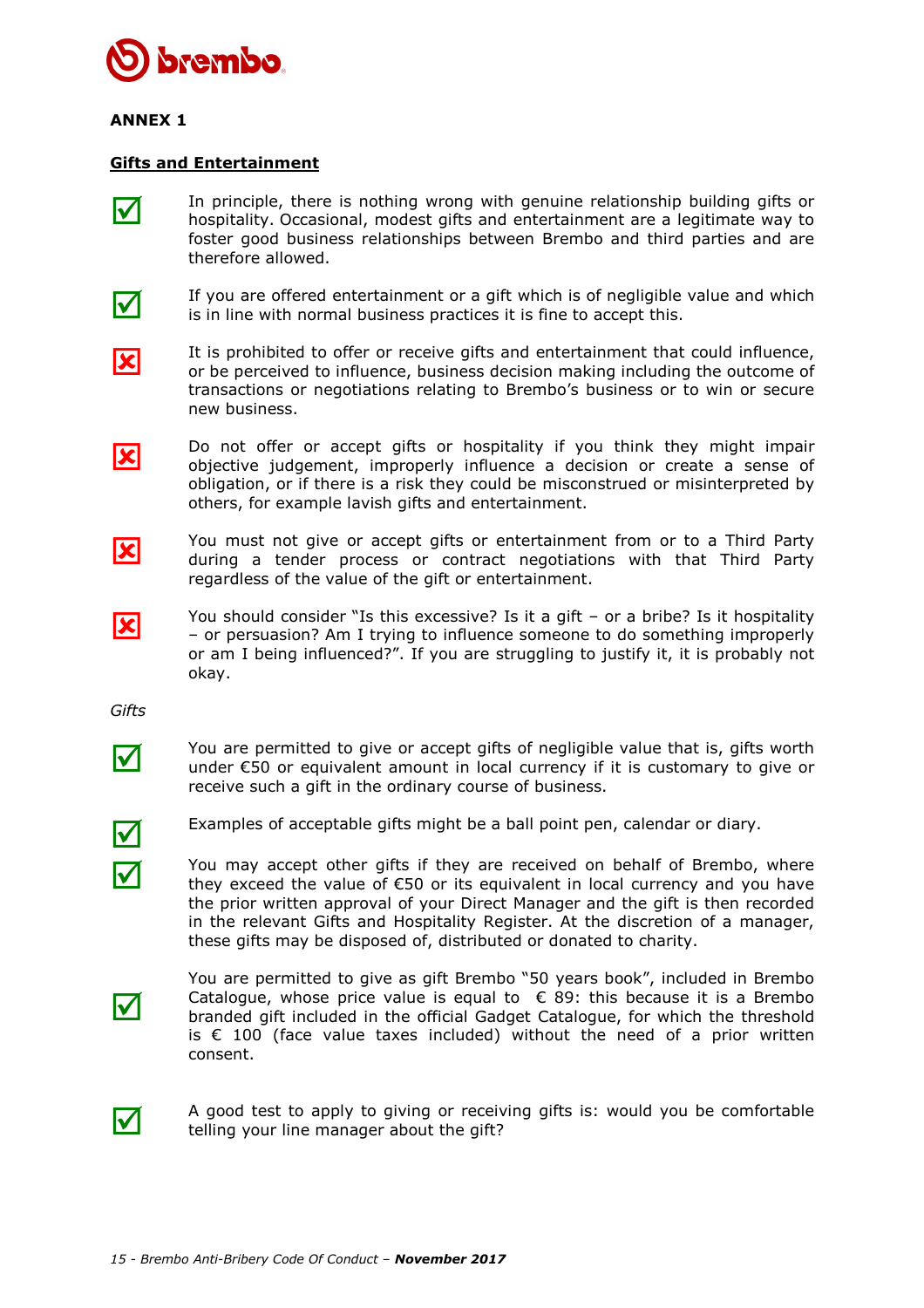## ANNEX 1

### Gifts and Entertainment

☑ In principle, there is nothing wrong with genuine relationship building gifts or hospitality. Occasional, modest gifts and entertainment are a legitimate way to foster good business relationships between Brembo and third parties and are therefore allowed.

☑ If you are offered entertainment or a gift which is of negligible value and which is in line with normal business practices it is fine to accept this.

☒ It is prohibited to offer or receive gifts and entertainment that could influence, or be perceived to influence, business decision making including the outcome of transactions or negotiations relating to Brembo's business or to win or secure new business.

☒ Do not offer or accept gifts or hospitality if you think they might impair objective judgement, improperly influence a decision or create a sense of obligation, or if there is a risk they could be misconstrued or misinterpreted by others, for example lavish gifts and entertainment.

☒ You must not give or accept gifts or entertainment from or to a Third Party during a tender process or contract negotiations with that Third Party regardless of the value of the gift or entertainment.

☒ You should consider "Is this excessive? Is it a gift – or a bribe? Is it hospitality – or persuasion? Am I trying to influence someone to do something improperly or am I being influenced?". If you are struggling to justify it, it is probably not okay.

*Gifts*

☑ You are permitted to give or accept gifts of negligible value that is, gifts worth under €50 or equivalent amount in local currency if it is customary to give or receive such a gift in the ordinary course of business.

☑ Examples of acceptable gifts might be a ball point pen, calendar or diary.

☑ You may accept other gifts if they are received on behalf of Brembo, where they exceed the value of €50 or its equivalent in local currency and you have the prior written approval of your Direct Manager and the gift is then recorded in the relevant Gifts and Hospitality Register. At the discretion of a manager, these gifts may be disposed of, distributed or donated to charity.

☑ You are permitted to give as gift Brembo "50 years book", included in Brembo Catalogue, whose price value is equal to € 89: this because it is a Brembo branded gift included in the official Gadget Catalogue, for which the threshold is € 100 (face value taxes included) without the need of a prior written consent.

☑ A good test to apply to giving or receiving gifts is: would you be comfortable telling your line manager about the gift?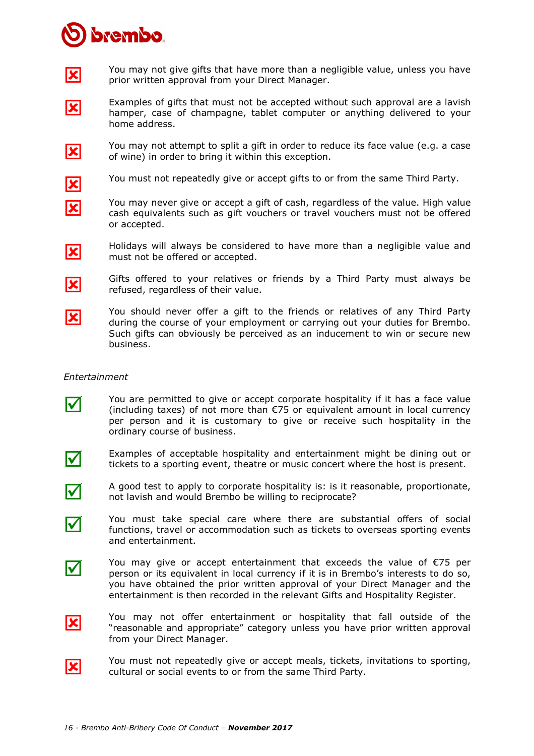- ☒ You may not give gifts that have more than a negligible value, unless you have prior written approval from your Direct Manager.

- ☒ Examples of gifts that must not be accepted without such approval are a lavish hamper, case of champagne, tablet computer or anything delivered to your home address.

- ☒ You may not attempt to split a gift in order to reduce its face value (e.g. a case of wine) in order to bring it within this exception.

- ☒ You must not repeatedly give or accept gifts to or from the same Third Party.

- ☒ You may never give or accept a gift of cash, regardless of the value. High value cash equivalents such as gift vouchers or travel vouchers must not be offered or accepted.

- ☒ Holidays will always be considered to have more than a negligible value and must not be offered or accepted.

- ☒ Gifts offered to your relatives or friends by a Third Party must always be refused, regardless of their value.

- ☒ You should never offer a gift to the friends or relatives of any Third Party during the course of your employment or carrying out your duties for Brembo. Such gifts can obviously be perceived as an inducement to win or secure new business.

*Entertainment*

- ☑ You are permitted to give or accept corporate hospitality if it has a face value (including taxes) of not more than €75 or equivalent amount in local currency per person and it is customary to give or receive such hospitality in the ordinary course of business.

- ☑ Examples of acceptable hospitality and entertainment might be dining out or tickets to a sporting event, theatre or music concert where the host is present.

- ☑ A good test to apply to corporate hospitality is: is it reasonable, proportionate, not lavish and would Brembo be willing to reciprocate?

- ☑ You must take special care where there are substantial offers of social functions, travel or accommodation such as tickets to overseas sporting events and entertainment.

- ☑ You may give or accept entertainment that exceeds the value of €75 per person or its equivalent in local currency if it is in Brembo's interests to do so, you have obtained the prior written approval of your Direct Manager and the entertainment is then recorded in the relevant Gifts and Hospitality Register.

- ☒ You may not offer entertainment or hospitality that fall outside of the "reasonable and appropriate" category unless you have prior written approval from your Direct Manager.

- ☒ You must not repeatedly give or accept meals, tickets, invitations to sporting, cultural or social events to or from the same Third Party.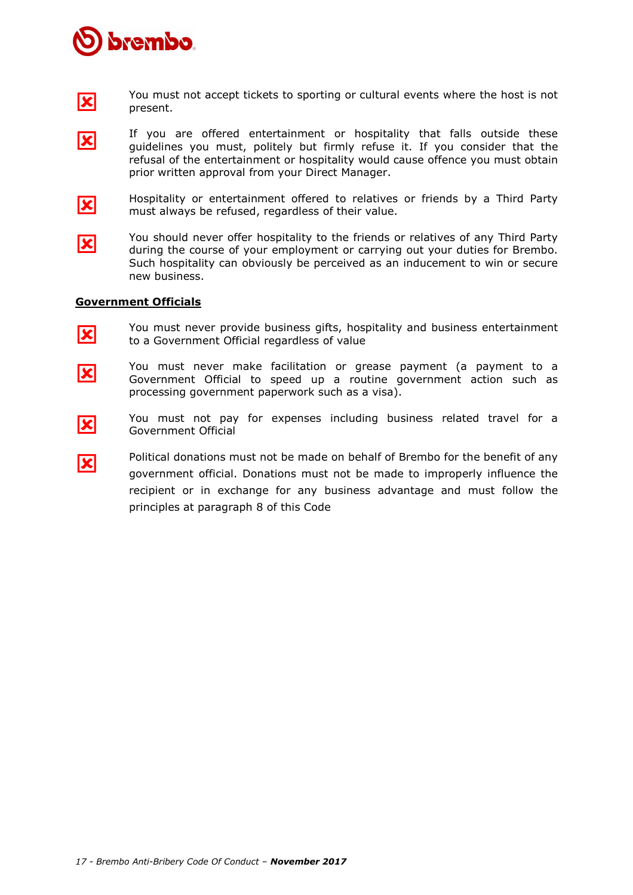☒ You must not accept tickets to sporting or cultural events where the host is not present.

☒ If you are offered entertainment or hospitality that falls outside these guidelines you must, politely but firmly refuse it. If you consider that the refusal of the entertainment or hospitality would cause offence you must obtain prior written approval from your Direct Manager.

☒ Hospitality or entertainment offered to relatives or friends by a Third Party must always be refused, regardless of their value.

☒ You should never offer hospitality to the friends or relatives of any Third Party during the course of your employment or carrying out your duties for Brembo. Such hospitality can obviously be perceived as an inducement to win or secure new business.

**<u>Government Officials</u>**

☒ You must never provide business gifts, hospitality and business entertainment to a Government Official regardless of value

☒ You must never make facilitation or grease payment (a payment to a Government Official to speed up a routine government action such as processing government paperwork such as a visa).

☒ You must not pay for expenses including business related travel for a Government Official

☒ Political donations must not be made on behalf of Brembo for the benefit of any government official. Donations must not be made to improperly influence the recipient or in exchange for any business advantage and must follow the principles at paragraph 8 of this Code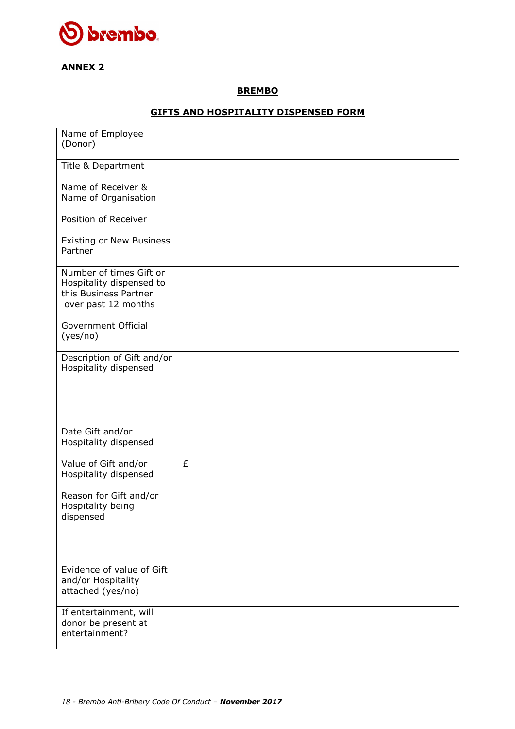**ANNEX 2**

**BREMBO**

**GIFTS AND HOSPITALITY DISPENSED FORM**

| | |
|---|---|
| Name of Employee (Donor) | |
| Title & Department | |
| Name of Receiver & Name of Organisation | |
| Position of Receiver | |
| Existing or New Business Partner | |
| Number of times Gift or Hospitality dispensed to this Business Partner over past 12 months | |
| Government Official (yes/no) | |
| Description of Gift and/or Hospitality dispensed | |
| Date Gift and/or Hospitality dispensed | |
| Value of Gift and/or Hospitality dispensed | £ |
| Reason for Gift and/or Hospitality being dispensed | |
| Evidence of value of Gift and/or Hospitality attached (yes/no) | |
| If entertainment, will donor be present at entertainment? | |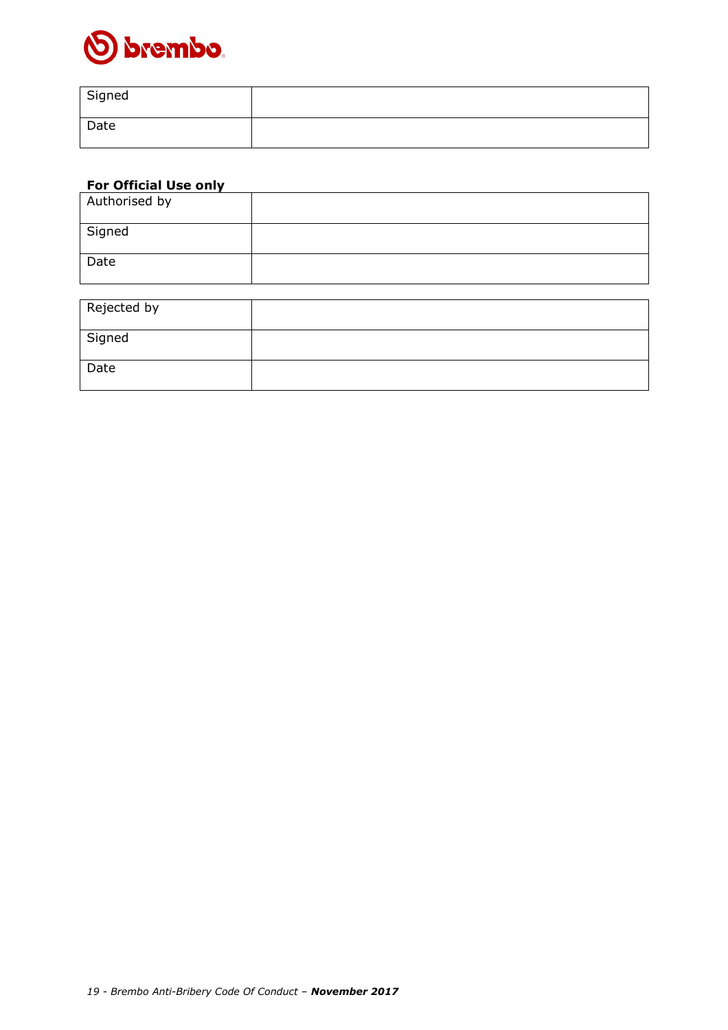| Signed | |
|---|---|
| Date | |

**For Official Use only**

| Authorised by | |
|---|---|
| Signed | |
| Date | |

| Rejected by | |
|---|---|
| Signed | |
| Date | |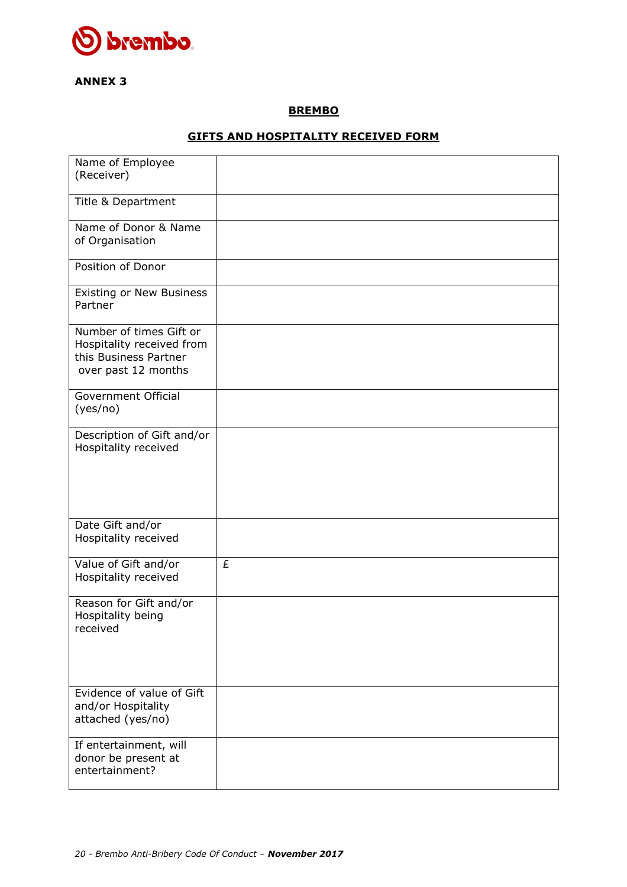**ANNEX 3**

**BREMBO**

**GIFTS AND HOSPITALITY RECEIVED FORM**

| | |
|---|---|
| Name of Employee (Receiver) | |
| Title & Department | |
| Name of Donor & Name of Organisation | |
| Position of Donor | |
| Existing or New Business Partner | |
| Number of times Gift or Hospitality received from this Business Partner over past 12 months | |
| Government Official (yes/no) | |
| Description of Gift and/or Hospitality received | |
| Date Gift and/or Hospitality received | |
| Value of Gift and/or Hospitality received | £ |
| Reason for Gift and/or Hospitality being received | |
| Evidence of value of Gift and/or Hospitality attached (yes/no) | |
| If entertainment, will donor be present at entertainment? | |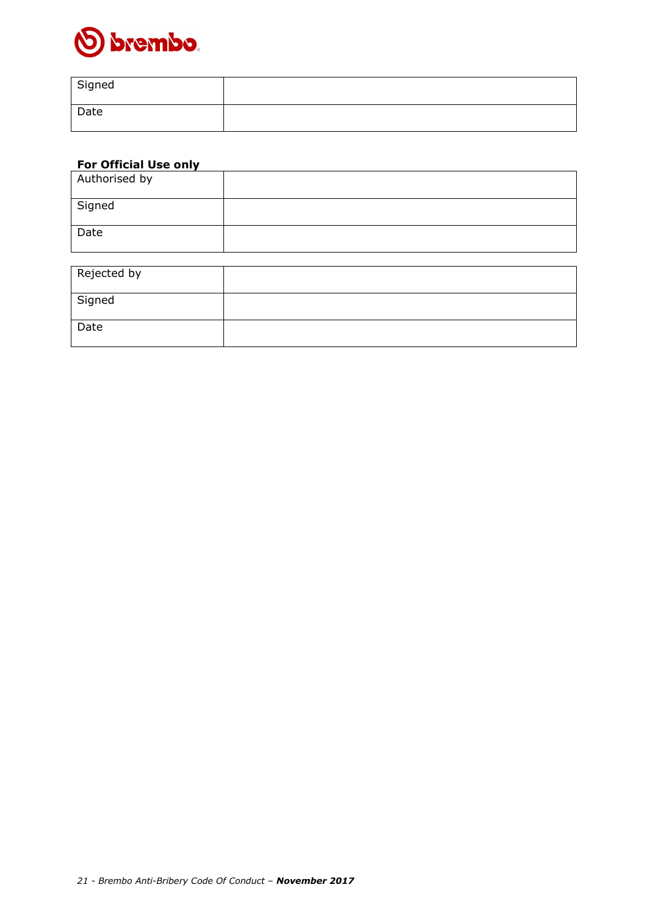| | |
|---|---|
| Signed | |
| Date | |

**For Official Use only**

| | |
|---|---|
| Authorised by | |
| Signed | |
| Date | |

| | |
|---|---|
| Rejected by | |
| Signed | |
| Date | |